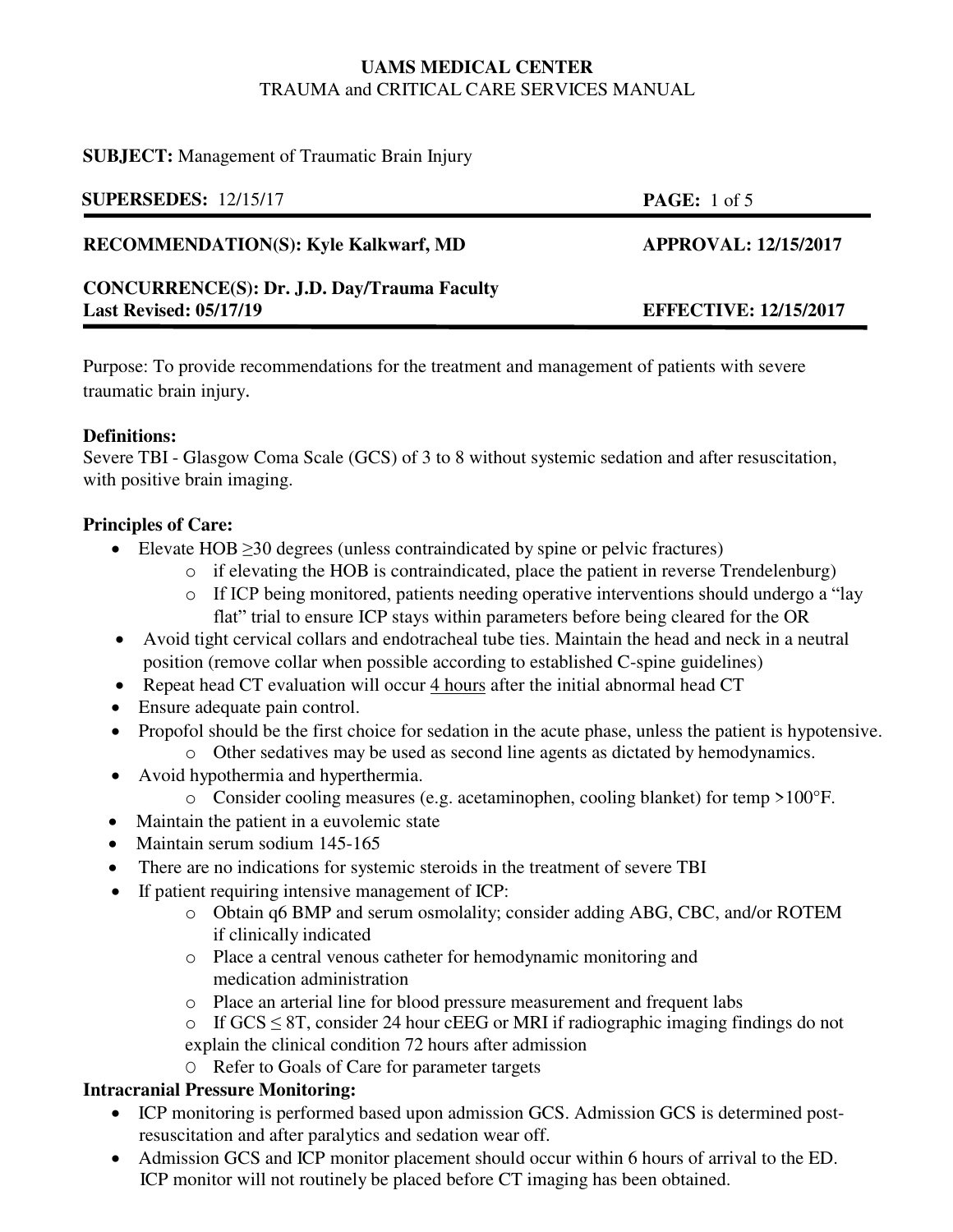**UAMS MEDICAL CENTER**
TRAUMA and CRITICAL CARE SERVICES MANUAL

**SUBJECT:** Management of Traumatic Brain Injury

**SUPERSEDES:** 12/15/17 **PAGE:** 1 of 5

**RECOMMENDATION(S): Kyle Kalkwarf, MD** **APPROVAL: 12/15/2017**

**CONCURRENCE(S): Dr. J.D. Day/Trauma Faculty**
**Last Revised: 05/17/19** **EFFECTIVE: 12/15/2017**

---

Purpose: To provide recommendations for the treatment and management of patients with severe traumatic brain injury.

**Definitions:**
Severe TBI - Glasgow Coma Scale (GCS) of 3 to 8 without systemic sedation and after resuscitation, with positive brain imaging.

**Principles of Care:**

- Elevate HOB ≥30 degrees (unless contraindicated by spine or pelvic fractures)
  - if elevating the HOB is contraindicated, place the patient in reverse Trendelenburg)
  - If ICP being monitored, patients needing operative interventions should undergo a "lay flat" trial to ensure ICP stays within parameters before being cleared for the OR
- Avoid tight cervical collars and endotracheal tube ties. Maintain the head and neck in a neutral position (remove collar when possible according to established C-spine guidelines)
- Repeat head CT evaluation will occur <u>4 hours</u> after the initial abnormal head CT
- Ensure adequate pain control.
- Propofol should be the first choice for sedation in the acute phase, unless the patient is hypotensive.
  - Other sedatives may be used as second line agents as dictated by hemodynamics.
- Avoid hypothermia and hyperthermia.
  - Consider cooling measures (e.g. acetaminophen, cooling blanket) for temp >100°F.
- Maintain the patient in a euvolemic state
- Maintain serum sodium 145-165
- There are no indications for systemic steroids in the treatment of severe TBI
- If patient requiring intensive management of ICP:
  - Obtain q6 BMP and serum osmolality; consider adding ABG, CBC, and/or ROTEM if clinically indicated
  - Place a central venous catheter for hemodynamic monitoring and medication administration
  - Place an arterial line for blood pressure measurement and frequent labs
  - If GCS ≤ 8T, consider 24 hour cEEG or MRI if radiographic imaging findings do not explain the clinical condition 72 hours after admission
  - Refer to Goals of Care for parameter targets

**Intracranial Pressure Monitoring:**

- ICP monitoring is performed based upon admission GCS. Admission GCS is determined post-resuscitation and after paralytics and sedation wear off.
- Admission GCS and ICP monitor placement should occur within 6 hours of arrival to the ED. ICP monitor will not routinely be placed before CT imaging has been obtained.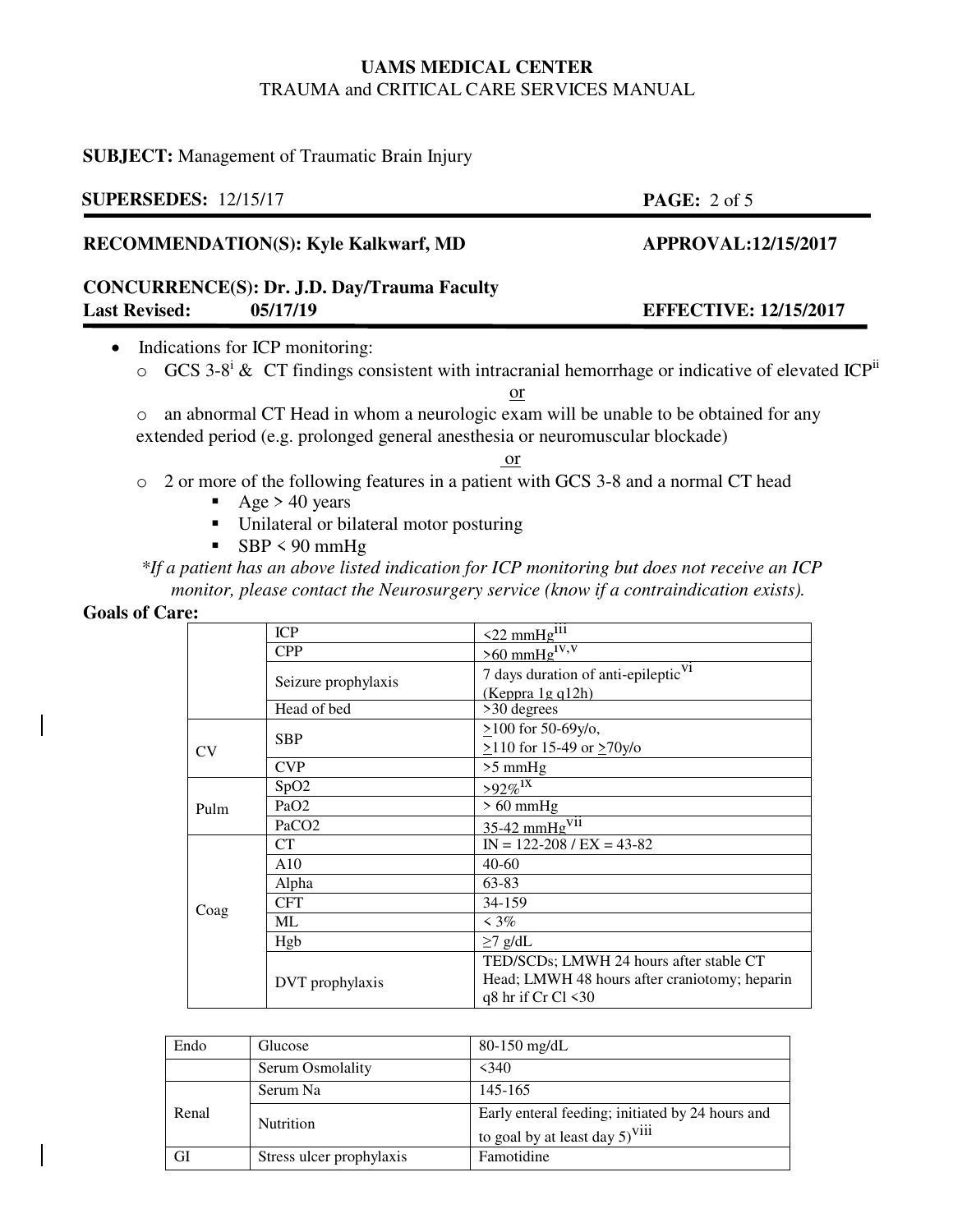- Indications for ICP monitoring:
  - GCS 3-8[i] & CT findings consistent with intracranial hemorrhage or indicative of elevated ICP[ii]

    or

  - an abnormal CT Head in whom a neurologic exam will be unable to be obtained for any extended period (e.g. prolonged general anesthesia or neuromuscular blockade)

    or

  - 2 or more of the following features in a patient with GCS 3-8 and a normal CT head
    - Age > 40 years
    - Unilateral or bilateral motor posturing
    - SBP < 90 mmHg

*\*If a patient has an above listed indication for ICP monitoring but does not receive an ICP monitor, please contact the Neurosurgery service (know if a contraindication exists).*

**Goals of Care:**

| | | |
|---|---|---|
| | ICP | <22 mmHg[iii] |
| | CPP | >60 mmHg[iv,v] |
| | Seizure prophylaxis | 7 days duration of anti-epileptic[vi] (Keppra 1g q12h) |
| | Head of bed | >30 degrees |
| CV | SBP | ≥100 for 50-69y/o, ≥110 for 15-49 or ≥70y/o |
| | CVP | >5 mmHg |
| Pulm | SpO2 | >92%[ix] |
| | PaO2 | > 60 mmHg |
| | PaCO2 | 35-42 mmHg[vii] |
| Coag | CT | IN = 122-208 / EX = 43-82 |
| | A10 | 40-60 |
| | Alpha | 63-83 |
| | CFT | 34-159 |
| | ML | < 3% |
| | Hgb | ≥7 g/dL |
| | DVT prophylaxis | TED/SCDs; LMWH 24 hours after stable CT Head; LMWH 48 hours after craniotomy; heparin q8 hr if Cr Cl <30 |

| | | |
|---|---|---|
| Endo | Glucose | 80-150 mg/dL |
| | Serum Osmolality | <340 |
| Renal | Serum Na | 145-165 |
| | Nutrition | Early enteral feeding; initiated by 24 hours and to goal by at least day 5)[viii] |
| GI | Stress ulcer prophylaxis | Famotidine |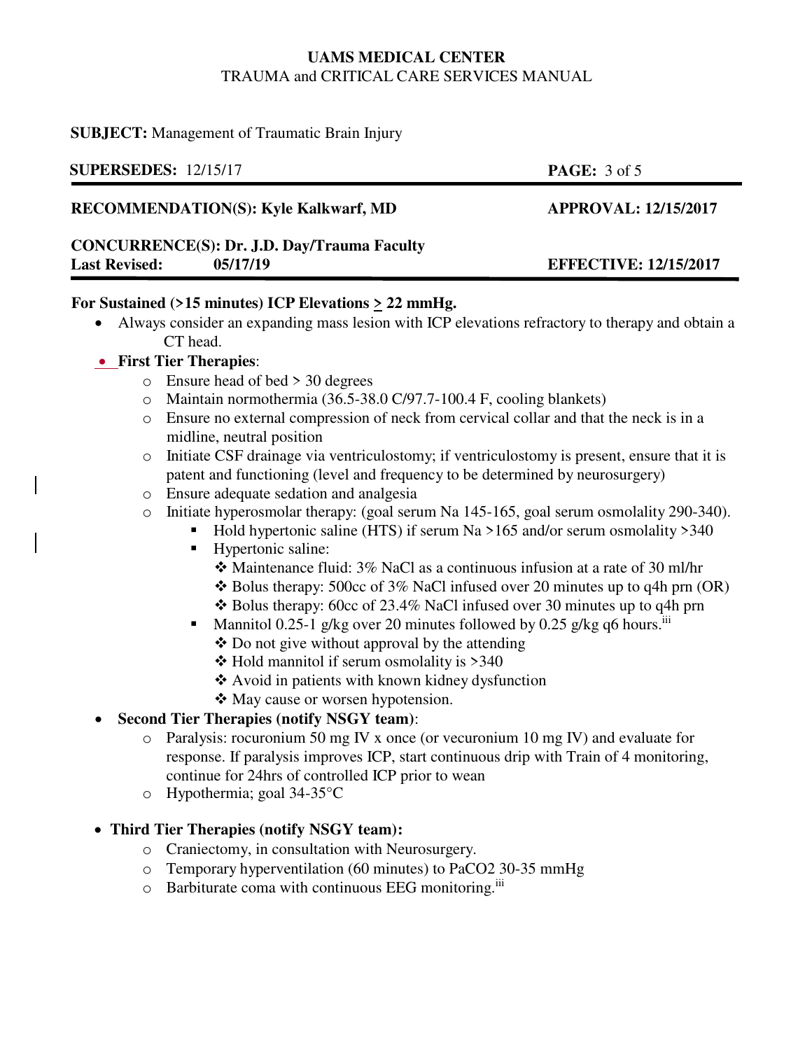**For Sustained (>15 minutes) ICP Elevations ≥ 22 mmHg.**

- Always consider an expanding mass lesion with ICP elevations refractory to therapy and obtain a CT head.
- **First Tier Therapies**:
  - Ensure head of bed > 30 degrees
  - Maintain normothermia (36.5-38.0 C/97.7-100.4 F, cooling blankets)
  - Ensure no external compression of neck from cervical collar and that the neck is in a midline, neutral position
  - Initiate CSF drainage via ventriculostomy; if ventriculostomy is present, ensure that it is patent and functioning (level and frequency to be determined by neurosurgery)
  - Ensure adequate sedation and analgesia
  - Initiate hyperosmolar therapy: (goal serum Na 145-165, goal serum osmolality 290-340).
    - Hold hypertonic saline (HTS) if serum Na >165 and/or serum osmolality >340
    - Hypertonic saline:
      - Maintenance fluid: 3% NaCl as a continuous infusion at a rate of 30 ml/hr
      - Bolus therapy: 500cc of 3% NaCl infused over 20 minutes up to q4h prn (OR)
      - Bolus therapy: 60cc of 23.4% NaCl infused over 30 minutes up to q4h prn
    - Mannitol 0.25-1 g/kg over 20 minutes followed by 0.25 g/kg q6 hours.[iii]
      - Do not give without approval by the attending
      - Hold mannitol if serum osmolality is >340
      - Avoid in patients with known kidney dysfunction
      - May cause or worsen hypotension.
- **Second Tier Therapies (notify NSGY team)**:
  - Paralysis: rocuronium 50 mg IV x once (or vecuronium 10 mg IV) and evaluate for response. If paralysis improves ICP, start continuous drip with Train of 4 monitoring, continue for 24hrs of controlled ICP prior to wean
  - Hypothermia; goal 34-35°C
- **Third Tier Therapies (notify NSGY team):**
  - Craniectomy, in consultation with Neurosurgery.
  - Temporary hyperventilation (60 minutes) to $PaCO_2$ 30-35 mmHg
  - Barbiturate coma with continuous EEG monitoring.[iii]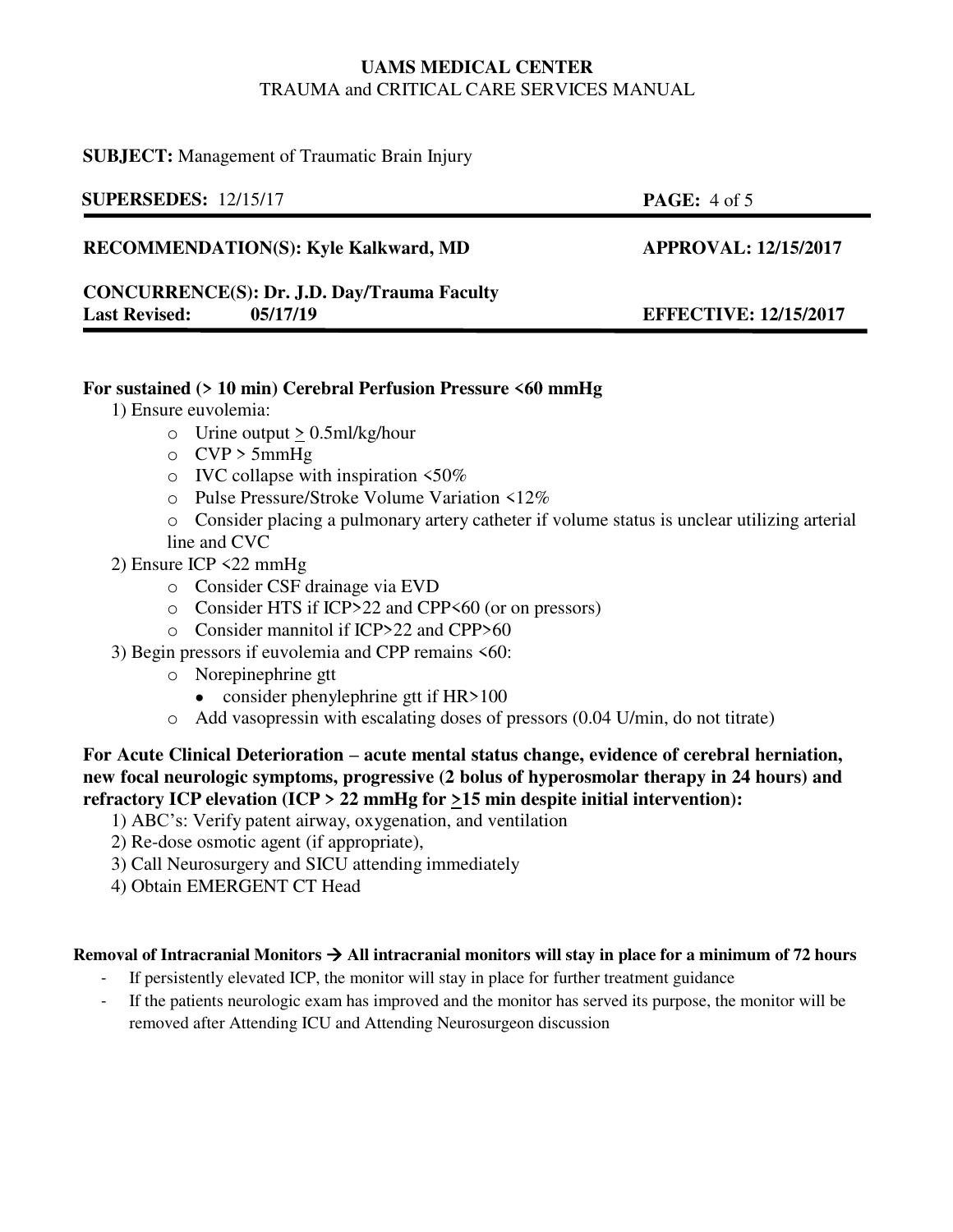**For sustained (> 10 min) Cerebral Perfusion Pressure <60 mmHg**

1) Ensure euvolemia:
   - Urine output ≥ 0.5ml/kg/hour
   - CVP > 5mmHg
   - IVC collapse with inspiration <50%
   - Pulse Pressure/Stroke Volume Variation <12%
   - Consider placing a pulmonary artery catheter if volume status is unclear utilizing arterial line and CVC
2) Ensure ICP <22 mmHg
   - Consider CSF drainage via EVD
   - Consider HTS if ICP>22 and CPP<60 (or on pressors)
   - Consider mannitol if ICP>22 and CPP>60
3) Begin pressors if euvolemia and CPP remains <60:
   - Norepinephrine gtt
     - consider phenylephrine gtt if HR>100
   - Add vasopressin with escalating doses of pressors (0.04 U/min, do not titrate)

**For Acute Clinical Deterioration – acute mental status change, evidence of cerebral herniation, new focal neurologic symptoms, progressive (2 bolus of hyperosmolar therapy in 24 hours) and refractory ICP elevation (ICP > 22 mmHg for ≥15 min despite initial intervention):**

1) ABC's: Verify patent airway, oxygenation, and ventilation
2) Re-dose osmotic agent (if appropriate),
3) Call Neurosurgery and SICU attending immediately
4) Obtain EMERGENT CT Head

**Removal of Intracranial Monitors → All intracranial monitors will stay in place for a minimum of 72 hours**

- If persistently elevated ICP, the monitor will stay in place for further treatment guidance
- If the patients neurologic exam has improved and the monitor has served its purpose, the monitor will be removed after Attending ICU and Attending Neurosurgeon discussion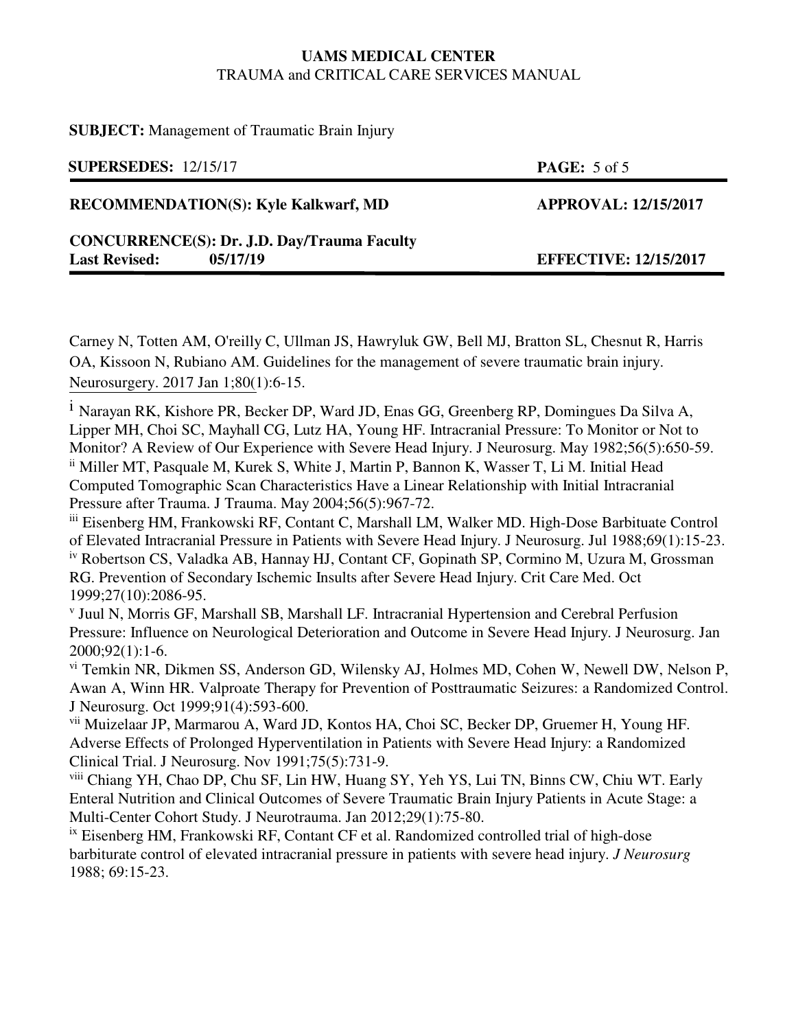Carney N, Totten AM, O'reilly C, Ullman JS, Hawryluk GW, Bell MJ, Bratton SL, Chesnut R, Harris OA, Kissoon N, Rubiano AM. Guidelines for the management of severe traumatic brain injury. Neurosurgery. 2017 Jan 1;80(1):6-15.

[i] Narayan RK, Kishore PR, Becker DP, Ward JD, Enas GG, Greenberg RP, Domingues Da Silva A, Lipper MH, Choi SC, Mayhall CG, Lutz HA, Young HF. Intracranial Pressure: To Monitor or Not to Monitor? A Review of Our Experience with Severe Head Injury. J Neurosurg. May 1982;56(5):650-59.

[ii] Miller MT, Pasquale M, Kurek S, White J, Martin P, Bannon K, Wasser T, Li M. Initial Head Computed Tomographic Scan Characteristics Have a Linear Relationship with Initial Intracranial Pressure after Trauma. J Trauma. May 2004;56(5):967-72.

[iii] Eisenberg HM, Frankowski RF, Contant C, Marshall LM, Walker MD. High-Dose Barbituate Control of Elevated Intracranial Pressure in Patients with Severe Head Injury. J Neurosurg. Jul 1988;69(1):15-23.

[iv] Robertson CS, Valadka AB, Hannay HJ, Contant CF, Gopinath SP, Cormino M, Uzura M, Grossman RG. Prevention of Secondary Ischemic Insults after Severe Head Injury. Crit Care Med. Oct 1999;27(10):2086-95.

[v] Juul N, Morris GF, Marshall SB, Marshall LF. Intracranial Hypertension and Cerebral Perfusion Pressure: Influence on Neurological Deterioration and Outcome in Severe Head Injury. J Neurosurg. Jan 2000;92(1):1-6.

[vi] Temkin NR, Dikmen SS, Anderson GD, Wilensky AJ, Holmes MD, Cohen W, Newell DW, Nelson P, Awan A, Winn HR. Valproate Therapy for Prevention of Posttraumatic Seizures: a Randomized Control. J Neurosurg. Oct 1999;91(4):593-600.

[vii] Muizelaar JP, Marmarou A, Ward JD, Kontos HA, Choi SC, Becker DP, Gruemer H, Young HF. Adverse Effects of Prolonged Hyperventilation in Patients with Severe Head Injury: a Randomized Clinical Trial. J Neurosurg. Nov 1991;75(5):731-9.

[viii] Chiang YH, Chao DP, Chu SF, Lin HW, Huang SY, Yeh YS, Lui TN, Binns CW, Chiu WT. Early Enteral Nutrition and Clinical Outcomes of Severe Traumatic Brain Injury Patients in Acute Stage: a Multi-Center Cohort Study. J Neurotrauma. Jan 2012;29(1):75-80.

[ix] Eisenberg HM, Frankowski RF, Contant CF et al. Randomized controlled trial of high-dose barbiturate control of elevated intracranial pressure in patients with severe head injury. *J Neurosurg* 1988; 69:15-23.